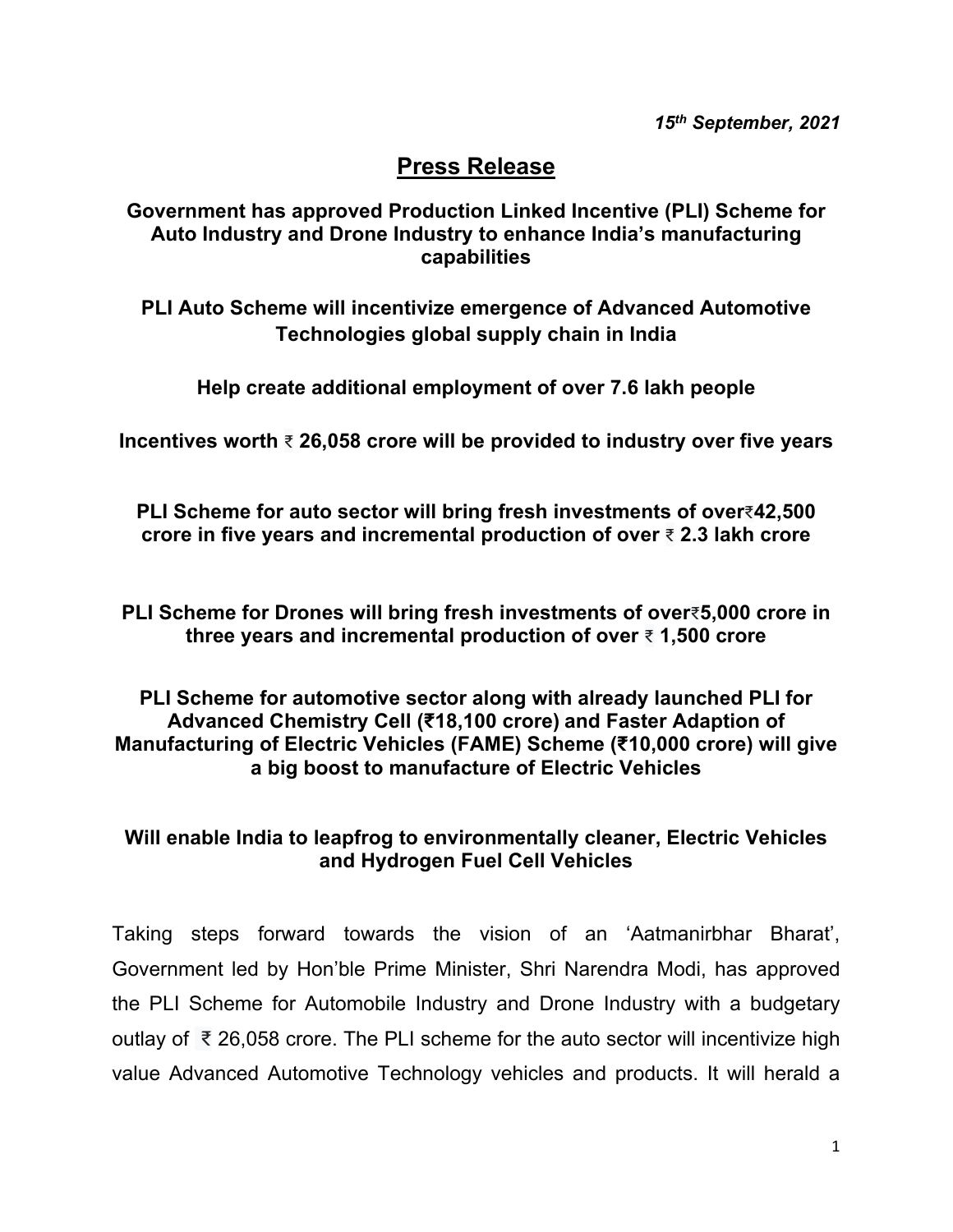*15th September, 2021*

# Press Release

## Government has approved Production Linked Incentive (PLI) Scheme for Auto Industry and Drone Industry to enhance India's manufacturing capabilities

**PLI Auto Scheme will incentivize emergence of Advanced Automotive Technologies global supply chain in India**

**Help create additional employment of over 7.6 lakh people**

**Incentives worth ₹ 26,058 crore will be provided to industry over five years**

**PLI Scheme for auto sector will bring fresh investments of over₹42,500 crore in five years and incremental production of over ₹ 2.3 lakh crore**

**PLI Scheme for Drones will bring fresh investments of over₹5,000 crore in three years and incremental production of over ₹ 1,500 crore**

**PLI Scheme for automotive sector along with already launched PLI for Advanced Chemistry Cell (₹18,100 crore) and Faster Adaption of Manufacturing of Electric Vehicles (FAME) Scheme (₹10,000 crore) will give a big boost to manufacture of Electric Vehicles**

**Will enable India to leapfrog to environmentally cleaner, Electric Vehicles and Hydrogen Fuel Cell Vehicles**

Taking steps forward towards the vision of an 'Aatmanirbhar Bharat', Government led by Hon'ble Prime Minister, Shri Narendra Modi, has approved the PLI Scheme for Automobile Industry and Drone Industry with a budgetary outlay of ₹ 26,058 crore. The PLI scheme for the auto sector will incentivize high value Advanced Automotive Technology vehicles and products. It will herald a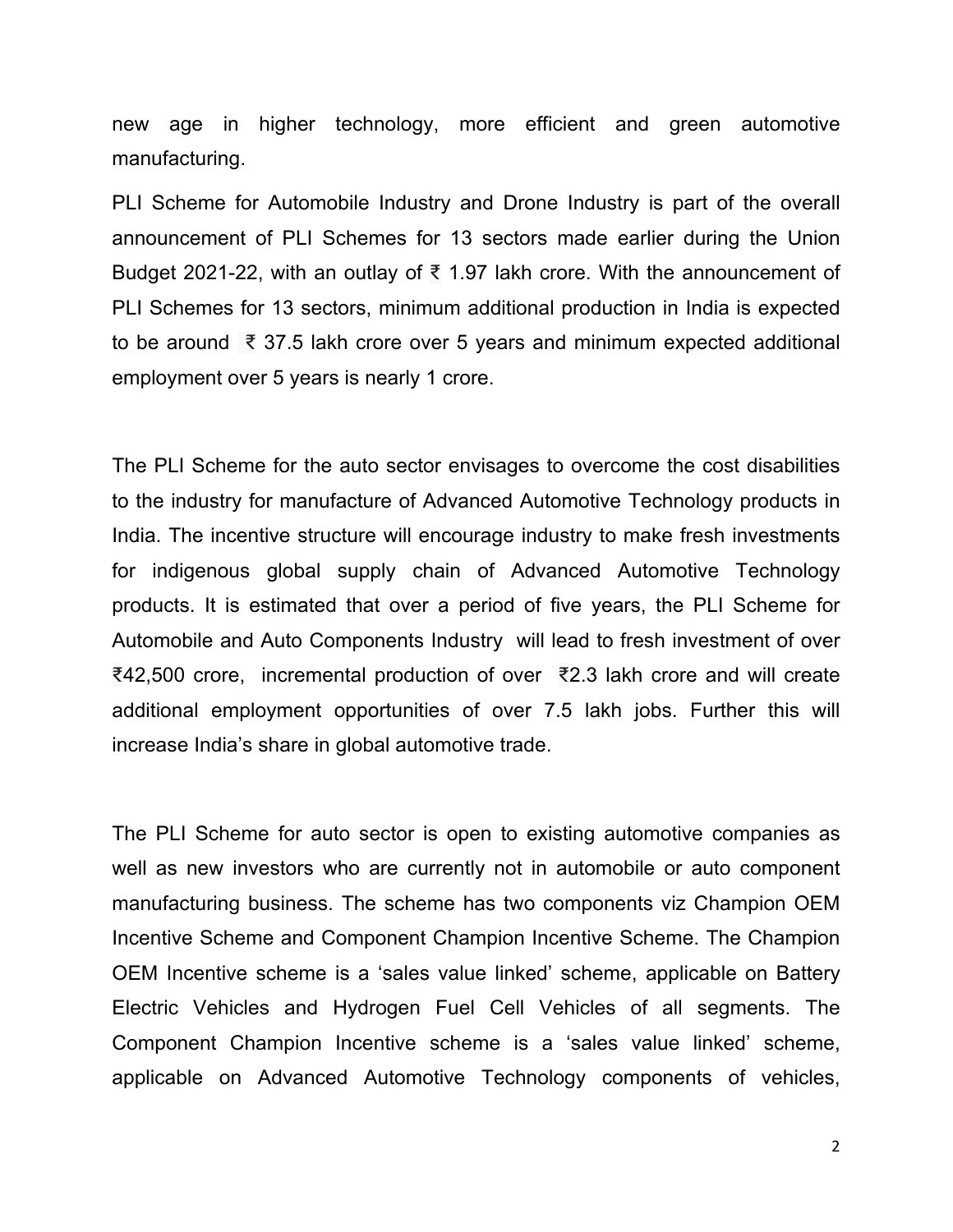new age in higher technology, more efficient and green automotive manufacturing.

PLI Scheme for Automobile Industry and Drone Industry is part of the overall announcement of PLI Schemes for 13 sectors made earlier during the Union Budget 2021-22, with an outlay of ₹ 1.97 lakh crore. With the announcement of PLI Schemes for 13 sectors, minimum additional production in India is expected to be around ₹ 37.5 lakh crore over 5 years and minimum expected additional employment over 5 years is nearly 1 crore.

The PLI Scheme for the auto sector envisages to overcome the cost disabilities to the industry for manufacture of Advanced Automotive Technology products in India. The incentive structure will encourage industry to make fresh investments for indigenous global supply chain of Advanced Automotive Technology products. It is estimated that over a period of five years, the PLI Scheme for Automobile and Auto Components Industry will lead to fresh investment of over ₹42,500 crore, incremental production of over ₹2.3 lakh crore and will create additional employment opportunities of over 7.5 lakh jobs. Further this will increase India's share in global automotive trade.

The PLI Scheme for auto sector is open to existing automotive companies as well as new investors who are currently not in automobile or auto component manufacturing business. The scheme has two components viz Champion OEM Incentive Scheme and Component Champion Incentive Scheme. The Champion OEM Incentive scheme is a 'sales value linked' scheme, applicable on Battery Electric Vehicles and Hydrogen Fuel Cell Vehicles of all segments. The Component Champion Incentive scheme is a 'sales value linked' scheme, applicable on Advanced Automotive Technology components of vehicles,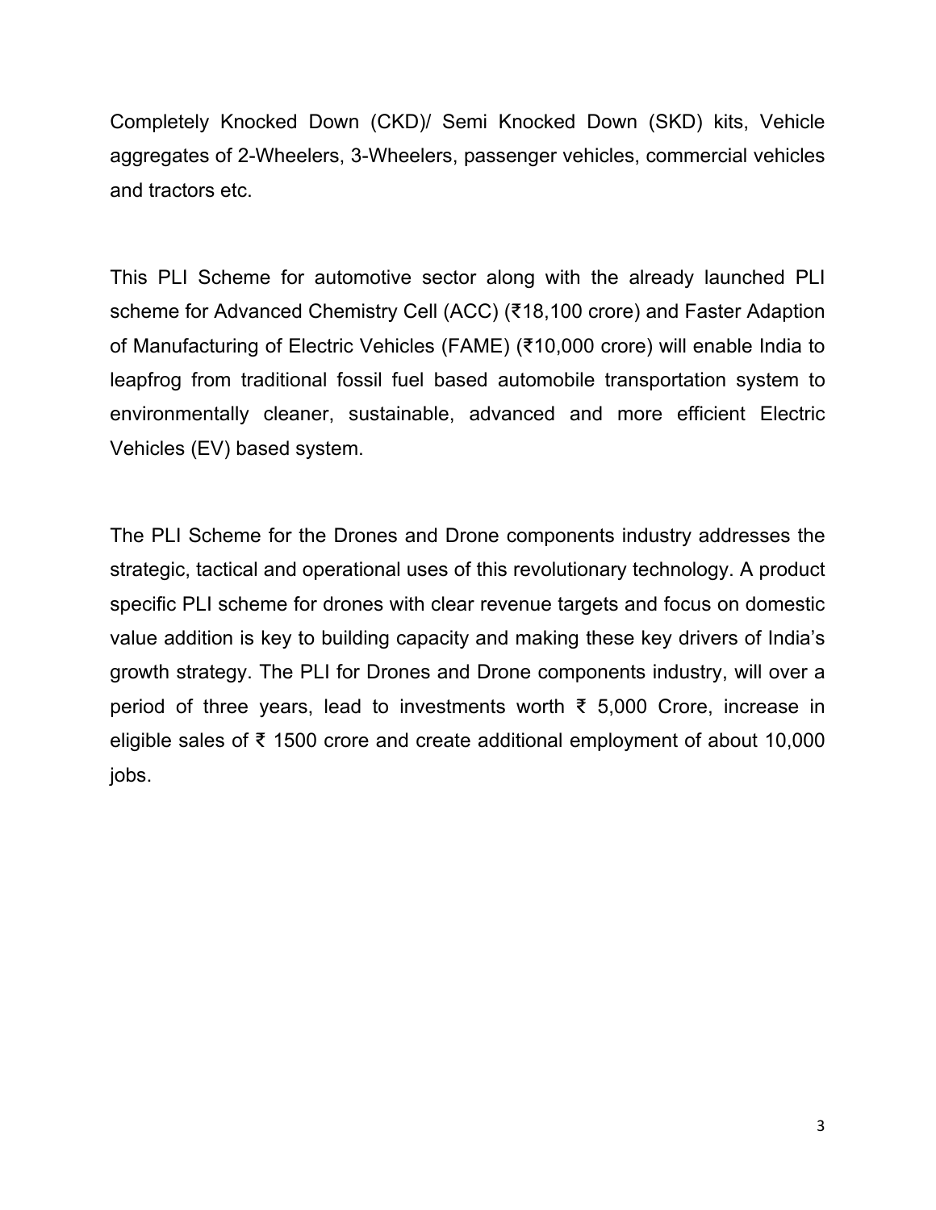Completely Knocked Down (CKD)/ Semi Knocked Down (SKD) kits, Vehicle aggregates of 2-Wheelers, 3-Wheelers, passenger vehicles, commercial vehicles and tractors etc.

This PLI Scheme for automotive sector along with the already launched PLI scheme for Advanced Chemistry Cell (ACC) (₹18,100 crore) and Faster Adaption of Manufacturing of Electric Vehicles (FAME) (₹10,000 crore) will enable India to leapfrog from traditional fossil fuel based automobile transportation system to environmentally cleaner, sustainable, advanced and more efficient Electric Vehicles (EV) based system.

The PLI Scheme for the Drones and Drone components industry addresses the strategic, tactical and operational uses of this revolutionary technology. A product specific PLI scheme for drones with clear revenue targets and focus on domestic value addition is key to building capacity and making these key drivers of India's growth strategy. The PLI for Drones and Drone components industry, will over a period of three years, lead to investments worth ₹ 5,000 Crore, increase in eligible sales of ₹ 1500 crore and create additional employment of about 10,000 jobs.